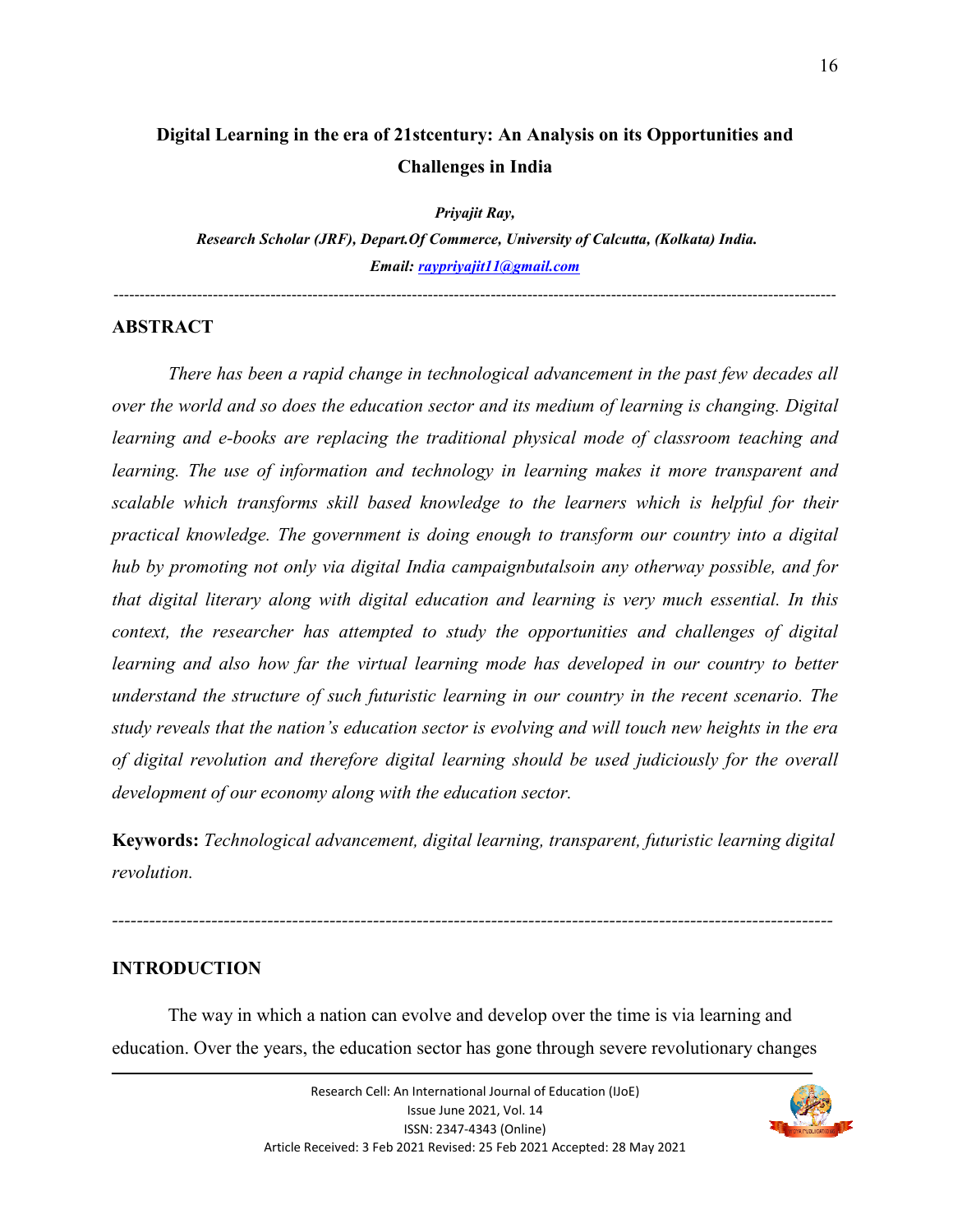# Digital Learning in the era of 21stcentury: An Analysis on its Opportunities and Challenges in India

***Priyajit Ray,***

***Research Scholar (JRF), Depart.Of Commerce, University of Calcutta, (Kolkata) India.***

***Email: raypriyajit11@gmail.com***

---

## ABSTRACT

*There has been a rapid change in technological advancement in the past few decades all over the world and so does the education sector and its medium of learning is changing. Digital learning and e-books are replacing the traditional physical mode of classroom teaching and learning. The use of information and technology in learning makes it more transparent and scalable which transforms skill based knowledge to the learners which is helpful for their practical knowledge. The government is doing enough to transform our country into a digital hub by promoting not only via digital India campaignbutalsoin any otherway possible, and for that digital literary along with digital education and learning is very much essential. In this context, the researcher has attempted to study the opportunities and challenges of digital learning and also how far the virtual learning mode has developed in our country to better understand the structure of such futuristic learning in our country in the recent scenario. The study reveals that the nation's education sector is evolving and will touch new heights in the era of digital revolution and therefore digital learning should be used judiciously for the overall development of our economy along with the education sector.*

**Keywords:** *Technological advancement, digital learning, transparent, futuristic learning digital revolution.*

---

## INTRODUCTION

The way in which a nation can evolve and develop over the time is via learning and education. Over the years, the education sector has gone through severe revolutionary changes

Article Received: 3 Feb 2021 Revised: 25 Feb 2021 Accepted: 28 May 2021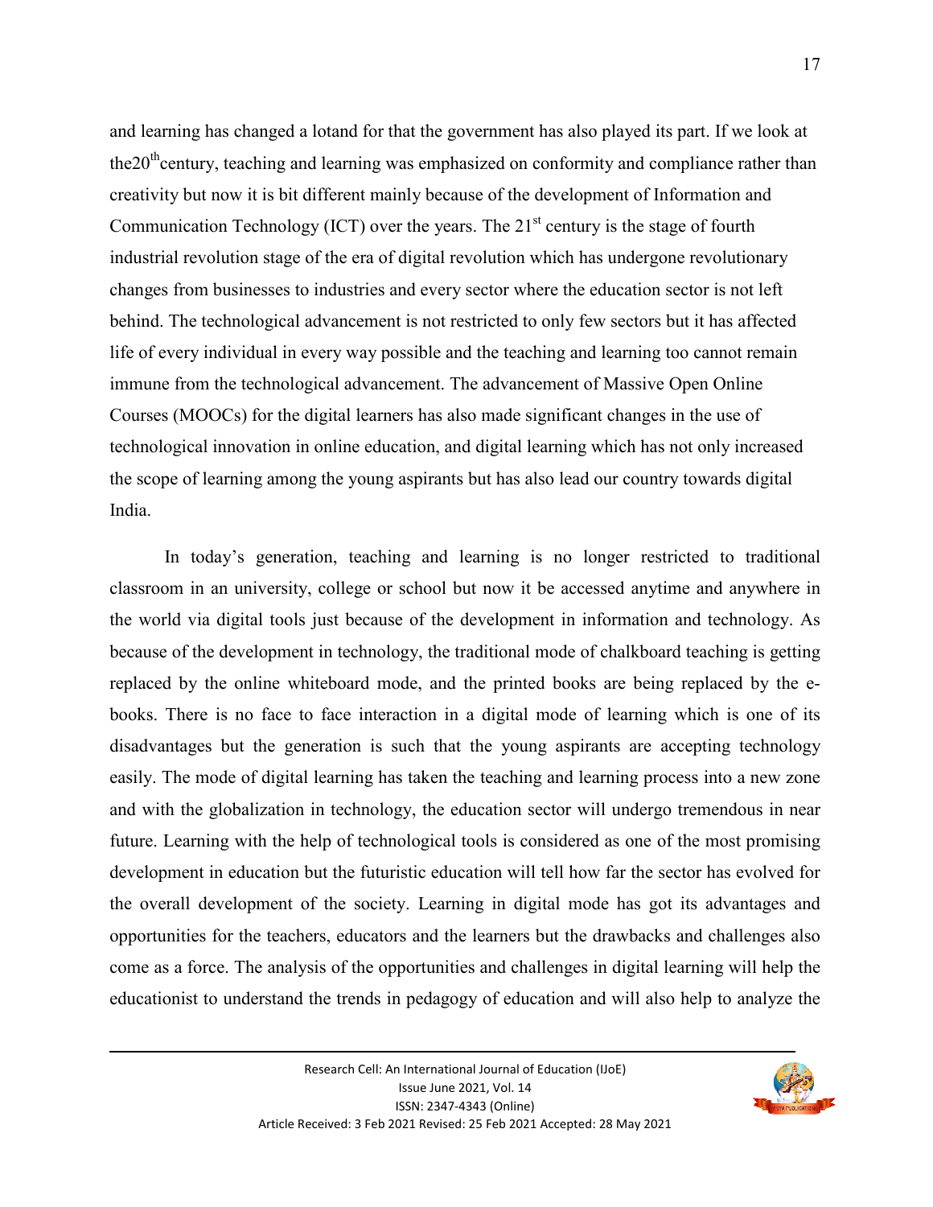and learning has changed a lotand for that the government has also played its part. If we look at the20$^{th}$century, teaching and learning was emphasized on conformity and compliance rather than creativity but now it is bit different mainly because of the development of Information and Communication Technology (ICT) over the years. The 21$^{st}$ century is the stage of fourth industrial revolution stage of the era of digital revolution which has undergone revolutionary changes from businesses to industries and every sector where the education sector is not left behind. The technological advancement is not restricted to only few sectors but it has affected life of every individual in every way possible and the teaching and learning too cannot remain immune from the technological advancement. The advancement of Massive Open Online Courses (MOOCs) for the digital learners has also made significant changes in the use of technological innovation in online education, and digital learning which has not only increased the scope of learning among the young aspirants but has also lead our country towards digital India.

In today's generation, teaching and learning is no longer restricted to traditional classroom in an university, college or school but now it be accessed anytime and anywhere in the world via digital tools just because of the development in information and technology. As because of the development in technology, the traditional mode of chalkboard teaching is getting replaced by the online whiteboard mode, and the printed books are being replaced by the e-books. There is no face to face interaction in a digital mode of learning which is one of its disadvantages but the generation is such that the young aspirants are accepting technology easily. The mode of digital learning has taken the teaching and learning process into a new zone and with the globalization in technology, the education sector will undergo tremendous in near future. Learning with the help of technological tools is considered as one of the most promising development in education but the futuristic education will tell how far the sector has evolved for the overall development of the society. Learning in digital mode has got its advantages and opportunities for the teachers, educators and the learners but the drawbacks and challenges also come as a force. The analysis of the opportunities and challenges in digital learning will help the educationist to understand the trends in pedagogy of education and will also help to analyze the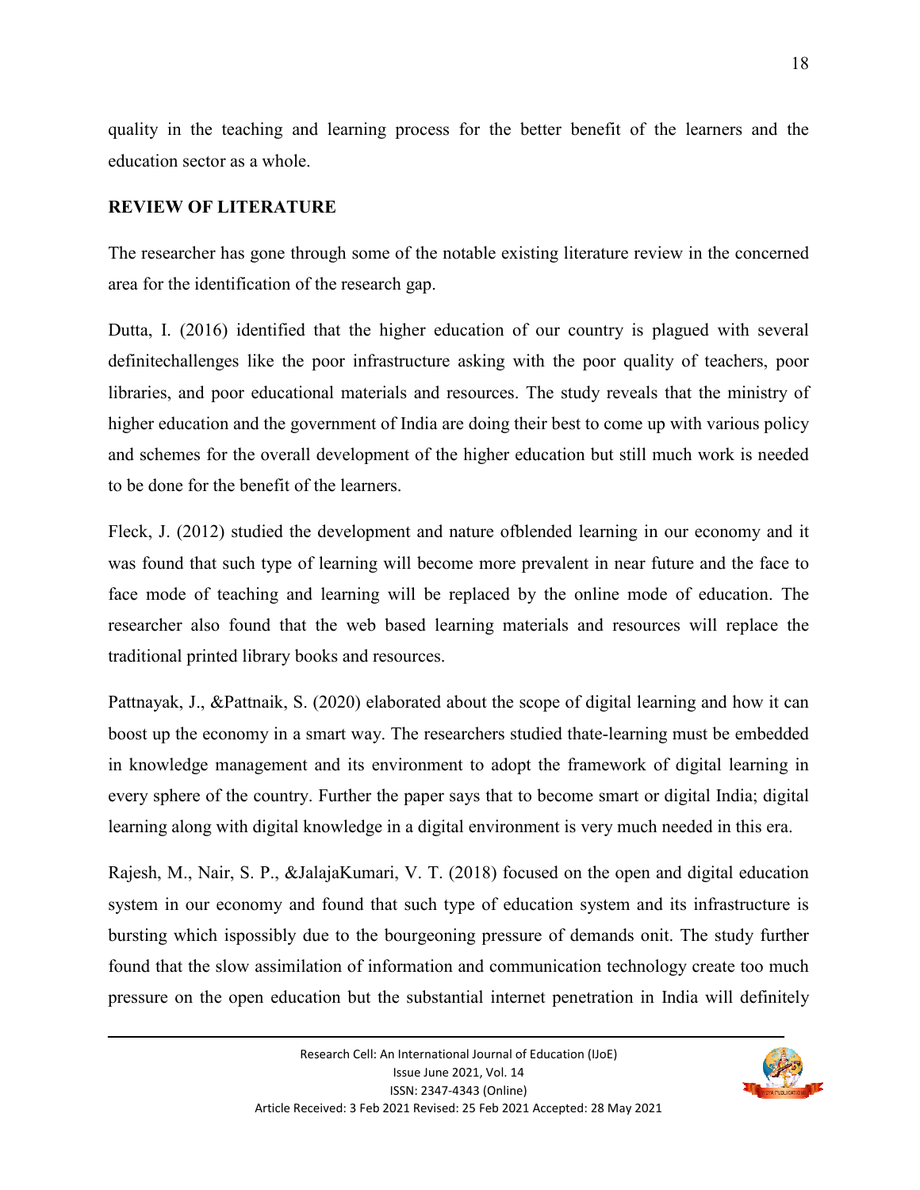quality in the teaching and learning process for the better benefit of the learners and the education sector as a whole.

## REVIEW OF LITERATURE

The researcher has gone through some of the notable existing literature review in the concerned area for the identification of the research gap.

Dutta, I. (2016) identified that the higher education of our country is plagued with several definitechallenges like the poor infrastructure asking with the poor quality of teachers, poor libraries, and poor educational materials and resources. The study reveals that the ministry of higher education and the government of India are doing their best to come up with various policy and schemes for the overall development of the higher education but still much work is needed to be done for the benefit of the learners.

Fleck, J. (2012) studied the development and nature ofblended learning in our economy and it was found that such type of learning will become more prevalent in near future and the face to face mode of teaching and learning will be replaced by the online mode of education. The researcher also found that the web based learning materials and resources will replace the traditional printed library books and resources.

Pattnayak, J., &Pattnaik, S. (2020) elaborated about the scope of digital learning and how it can boost up the economy in a smart way. The researchers studied thate-learning must be embedded in knowledge management and its environment to adopt the framework of digital learning in every sphere of the country. Further the paper says that to become smart or digital India; digital learning along with digital knowledge in a digital environment is very much needed in this era.

Rajesh, M., Nair, S. P., &JalajaKumari, V. T. (2018) focused on the open and digital education system in our economy and found that such type of education system and its infrastructure is bursting which ispossibly due to the bourgeoning pressure of demands onit. The study further found that the slow assimilation of information and communication technology create too much pressure on the open education but the substantial internet penetration in India will definitely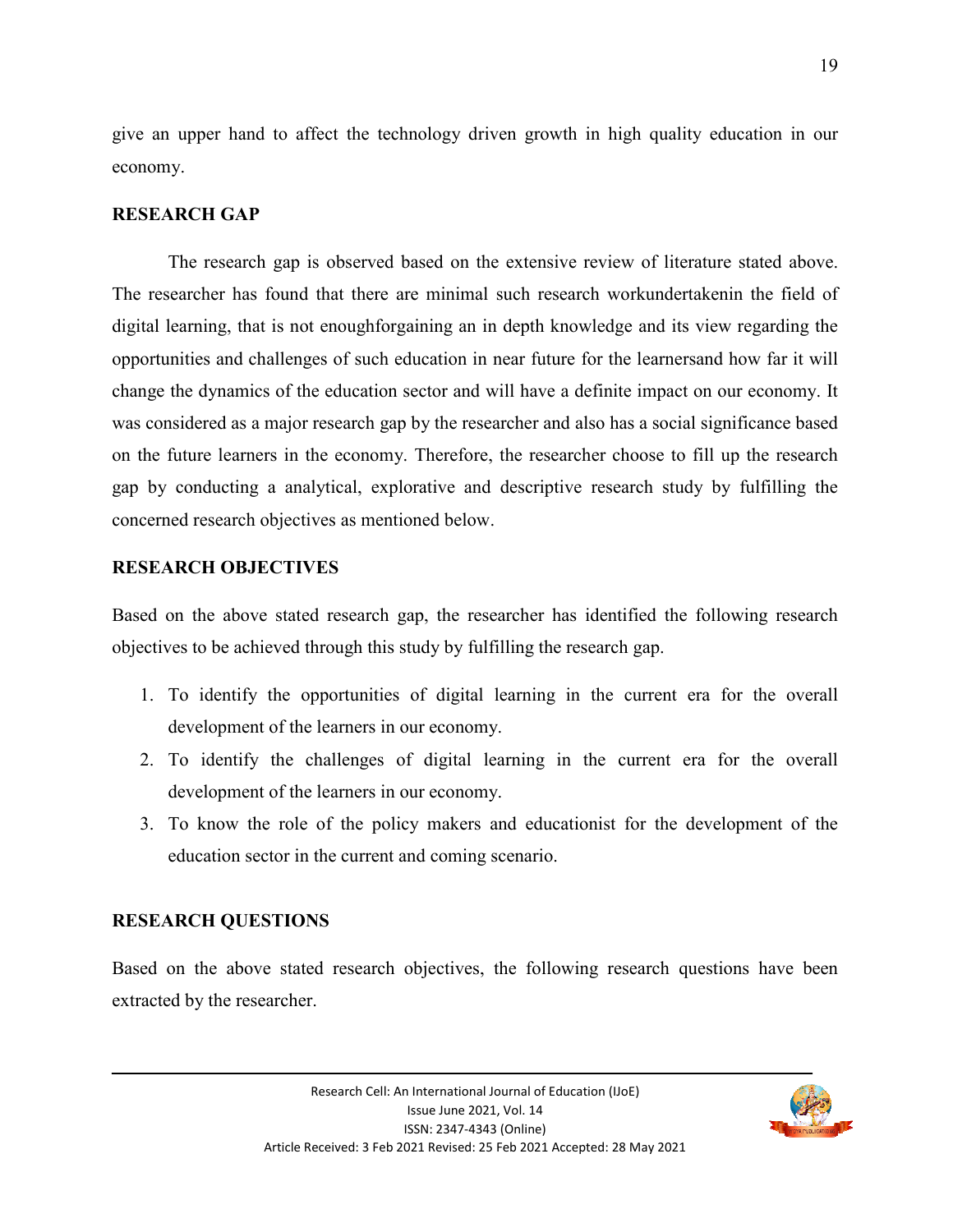give an upper hand to affect the technology driven growth in high quality education in our economy.

## RESEARCH GAP

The research gap is observed based on the extensive review of literature stated above. The researcher has found that there are minimal such research workundertakenin the field of digital learning, that is not enoughforgaining an in depth knowledge and its view regarding the opportunities and challenges of such education in near future for the learnersand how far it will change the dynamics of the education sector and will have a definite impact on our economy. It was considered as a major research gap by the researcher and also has a social significance based on the future learners in the economy. Therefore, the researcher choose to fill up the research gap by conducting a analytical, explorative and descriptive research study by fulfilling the concerned research objectives as mentioned below.

## RESEARCH OBJECTIVES

Based on the above stated research gap, the researcher has identified the following research objectives to be achieved through this study by fulfilling the research gap.

1. To identify the opportunities of digital learning in the current era for the overall development of the learners in our economy.
2. To identify the challenges of digital learning in the current era for the overall development of the learners in our economy.
3. To know the role of the policy makers and educationist for the development of the education sector in the current and coming scenario.

## RESEARCH QUESTIONS

Based on the above stated research objectives, the following research questions have been extracted by the researcher.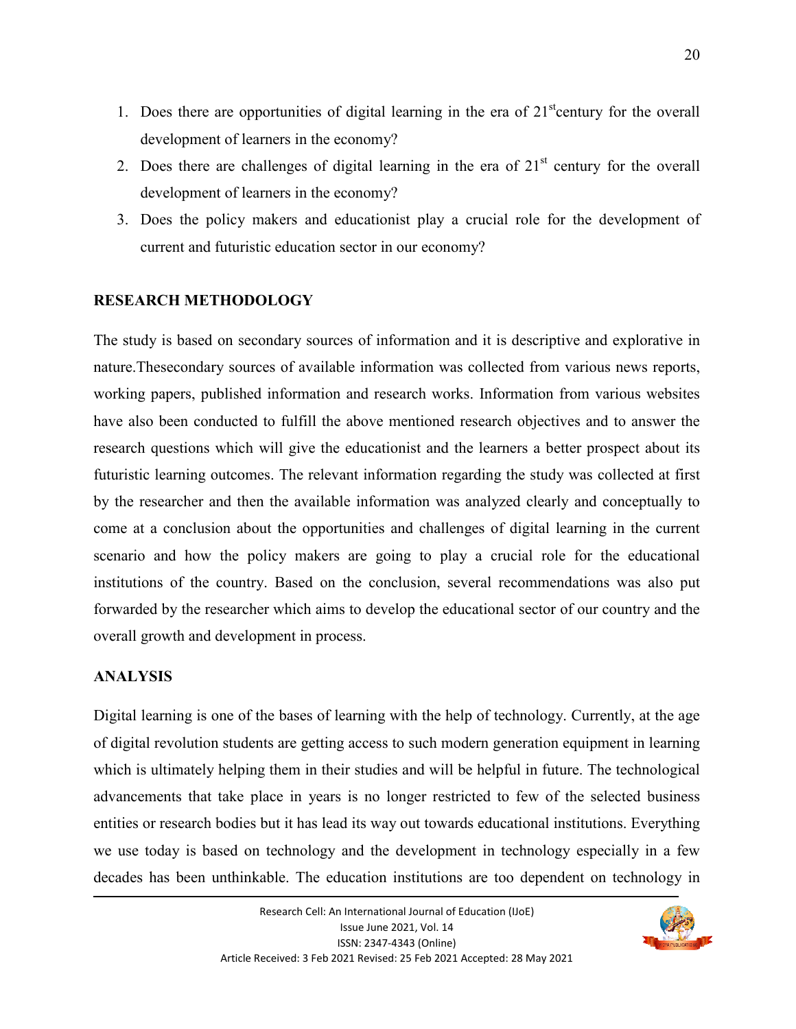1. Does there are opportunities of digital learning in the era of 21stcentury for the overall development of learners in the economy?
2. Does there are challenges of digital learning in the era of 21st century for the overall development of learners in the economy?
3. Does the policy makers and educationist play a crucial role for the development of current and futuristic education sector in our economy?

## RESEARCH METHODOLOGY

The study is based on secondary sources of information and it is descriptive and explorative in nature.Thesecondary sources of available information was collected from various news reports, working papers, published information and research works. Information from various websites have also been conducted to fulfill the above mentioned research objectives and to answer the research questions which will give the educationist and the learners a better prospect about its futuristic learning outcomes. The relevant information regarding the study was collected at first by the researcher and then the available information was analyzed clearly and conceptually to come at a conclusion about the opportunities and challenges of digital learning in the current scenario and how the policy makers are going to play a crucial role for the educational institutions of the country. Based on the conclusion, several recommendations was also put forwarded by the researcher which aims to develop the educational sector of our country and the overall growth and development in process.

## ANALYSIS

Digital learning is one of the bases of learning with the help of technology. Currently, at the age of digital revolution students are getting access to such modern generation equipment in learning which is ultimately helping them in their studies and will be helpful in future. The technological advancements that take place in years is no longer restricted to few of the selected business entities or research bodies but it has lead its way out towards educational institutions. Everything we use today is based on technology and the development in technology especially in a few decades has been unthinkable. The education institutions are too dependent on technology in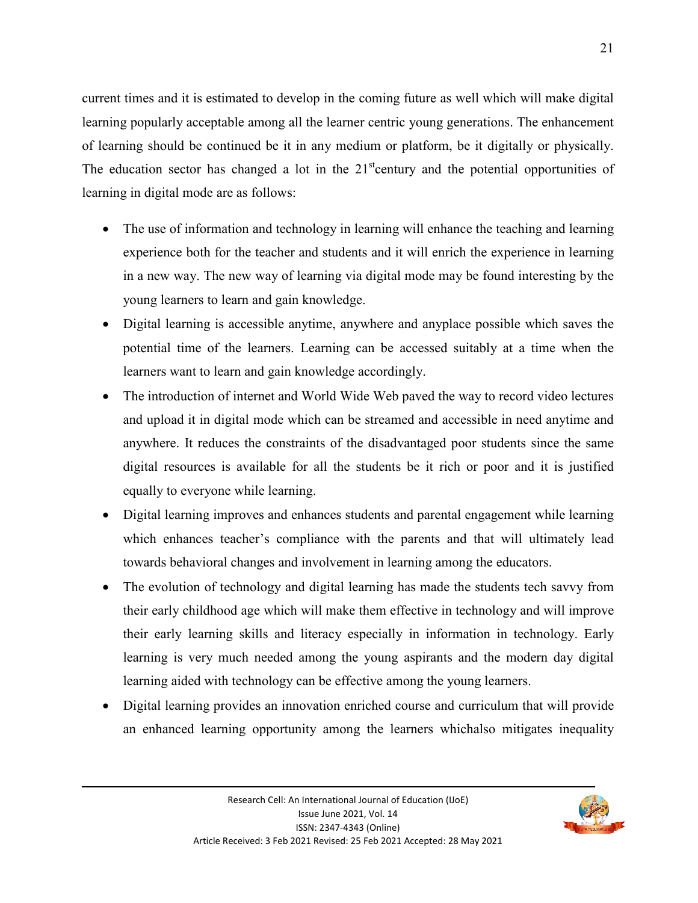current times and it is estimated to develop in the coming future as well which will make digital learning popularly acceptable among all the learner centric young generations. The enhancement of learning should be continued be it in any medium or platform, be it digitally or physically. The education sector has changed a lot in the 21st century and the potential opportunities of learning in digital mode are as follows:

- The use of information and technology in learning will enhance the teaching and learning experience both for the teacher and students and it will enrich the experience in learning in a new way. The new way of learning via digital mode may be found interesting by the young learners to learn and gain knowledge.
- Digital learning is accessible anytime, anywhere and anyplace possible which saves the potential time of the learners. Learning can be accessed suitably at a time when the learners want to learn and gain knowledge accordingly.
- The introduction of internet and World Wide Web paved the way to record video lectures and upload it in digital mode which can be streamed and accessible in need anytime and anywhere. It reduces the constraints of the disadvantaged poor students since the same digital resources is available for all the students be it rich or poor and it is justified equally to everyone while learning.
- Digital learning improves and enhances students and parental engagement while learning which enhances teacher's compliance with the parents and that will ultimately lead towards behavioral changes and involvement in learning among the educators.
- The evolution of technology and digital learning has made the students tech savvy from their early childhood age which will make them effective in technology and will improve their early learning skills and literacy especially in information in technology. Early learning is very much needed among the young aspirants and the modern day digital learning aided with technology can be effective among the young learners.
- Digital learning provides an innovation enriched course and curriculum that will provide an enhanced learning opportunity among the learners whichalso mitigates inequality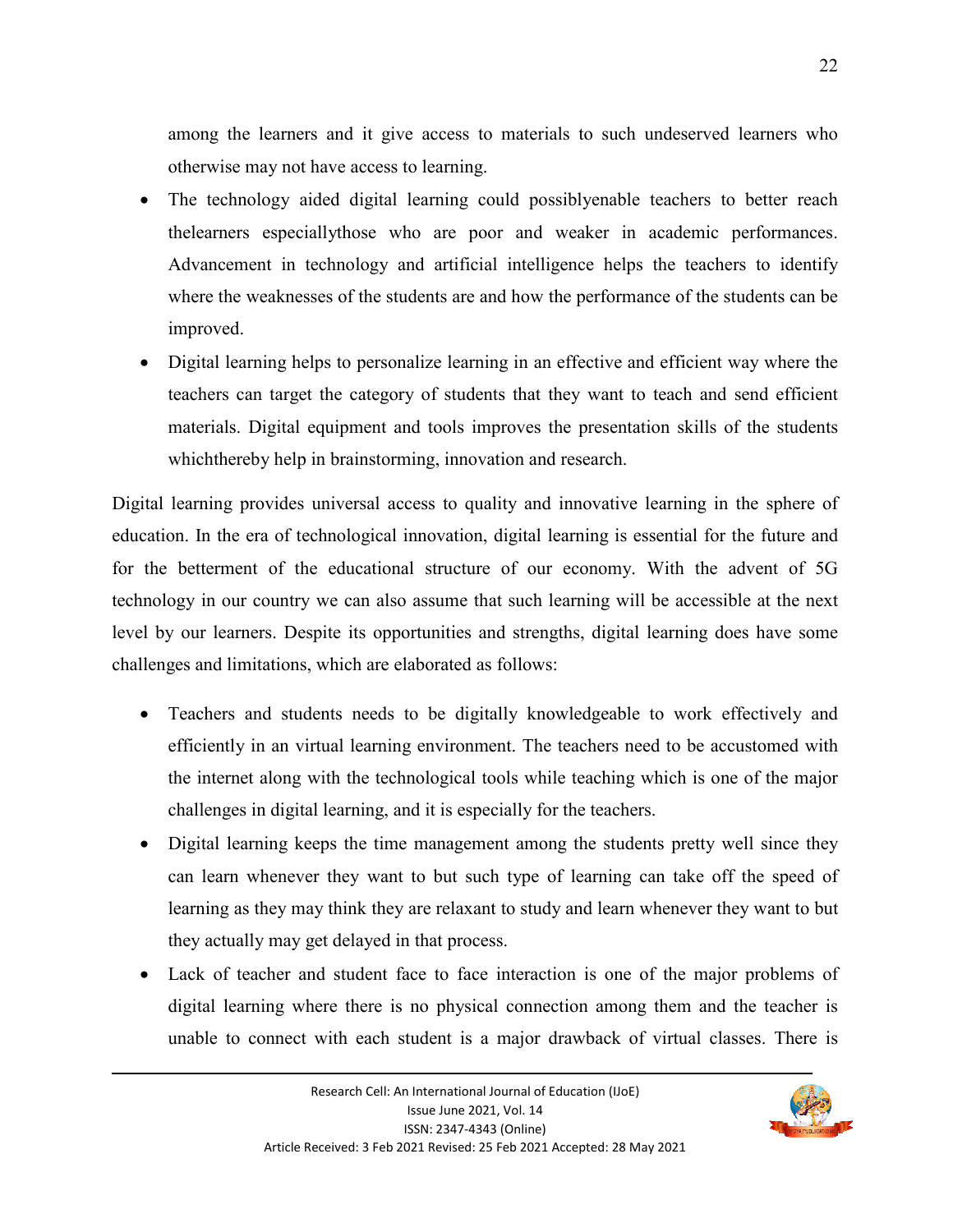among the learners and it give access to materials to such undeserved learners who otherwise may not have access to learning.

- The technology aided digital learning could possiblyenable teachers to better reach thelearners especiallythose who are poor and weaker in academic performances. Advancement in technology and artificial intelligence helps the teachers to identify where the weaknesses of the students are and how the performance of the students can be improved.
- Digital learning helps to personalize learning in an effective and efficient way where the teachers can target the category of students that they want to teach and send efficient materials. Digital equipment and tools improves the presentation skills of the students whichthereby help in brainstorming, innovation and research.

Digital learning provides universal access to quality and innovative learning in the sphere of education. In the era of technological innovation, digital learning is essential for the future and for the betterment of the educational structure of our economy. With the advent of 5G technology in our country we can also assume that such learning will be accessible at the next level by our learners. Despite its opportunities and strengths, digital learning does have some challenges and limitations, which are elaborated as follows:

- Teachers and students needs to be digitally knowledgeable to work effectively and efficiently in an virtual learning environment. The teachers need to be accustomed with the internet along with the technological tools while teaching which is one of the major challenges in digital learning, and it is especially for the teachers.
- Digital learning keeps the time management among the students pretty well since they can learn whenever they want to but such type of learning can take off the speed of learning as they may think they are relaxant to study and learn whenever they want to but they actually may get delayed in that process.
- Lack of teacher and student face to face interaction is one of the major problems of digital learning where there is no physical connection among them and the teacher is unable to connect with each student is a major drawback of virtual classes. There is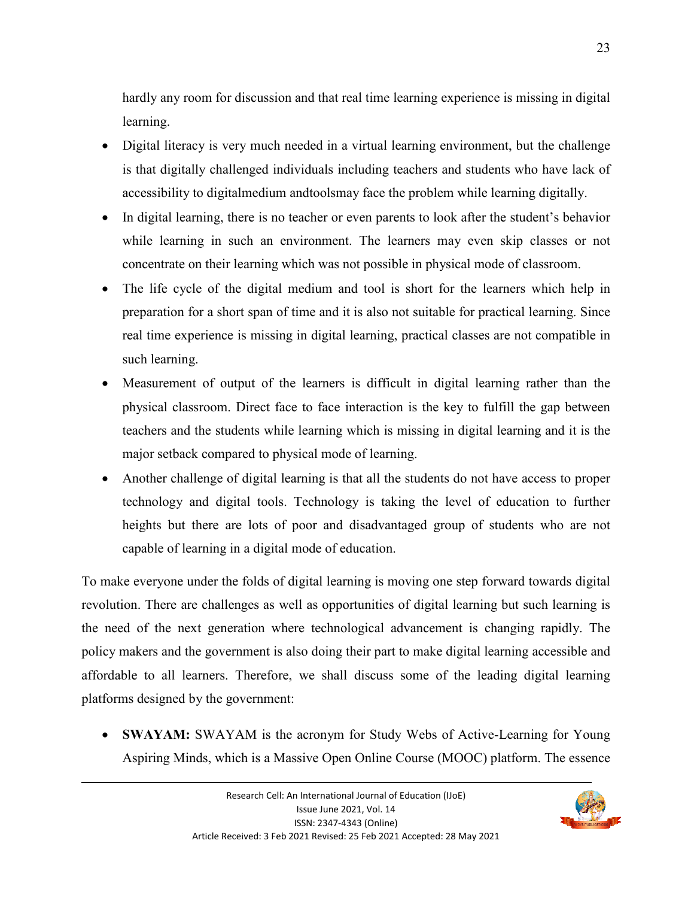hardly any room for discussion and that real time learning experience is missing in digital learning.

- Digital literacy is very much needed in a virtual learning environment, but the challenge is that digitally challenged individuals including teachers and students who have lack of accessibility to digitalmedium andtoolsmay face the problem while learning digitally.
- In digital learning, there is no teacher or even parents to look after the student's behavior while learning in such an environment. The learners may even skip classes or not concentrate on their learning which was not possible in physical mode of classroom.
- The life cycle of the digital medium and tool is short for the learners which help in preparation for a short span of time and it is also not suitable for practical learning. Since real time experience is missing in digital learning, practical classes are not compatible in such learning.
- Measurement of output of the learners is difficult in digital learning rather than the physical classroom. Direct face to face interaction is the key to fulfill the gap between teachers and the students while learning which is missing in digital learning and it is the major setback compared to physical mode of learning.
- Another challenge of digital learning is that all the students do not have access to proper technology and digital tools. Technology is taking the level of education to further heights but there are lots of poor and disadvantaged group of students who are not capable of learning in a digital mode of education.

To make everyone under the folds of digital learning is moving one step forward towards digital revolution. There are challenges as well as opportunities of digital learning but such learning is the need of the next generation where technological advancement is changing rapidly. The policy makers and the government is also doing their part to make digital learning accessible and affordable to all learners. Therefore, we shall discuss some of the leading digital learning platforms designed by the government:

- **SWAYAM:** SWAYAM is the acronym for Study Webs of Active-Learning for Young Aspiring Minds, which is a Massive Open Online Course (MOOC) platform. The essence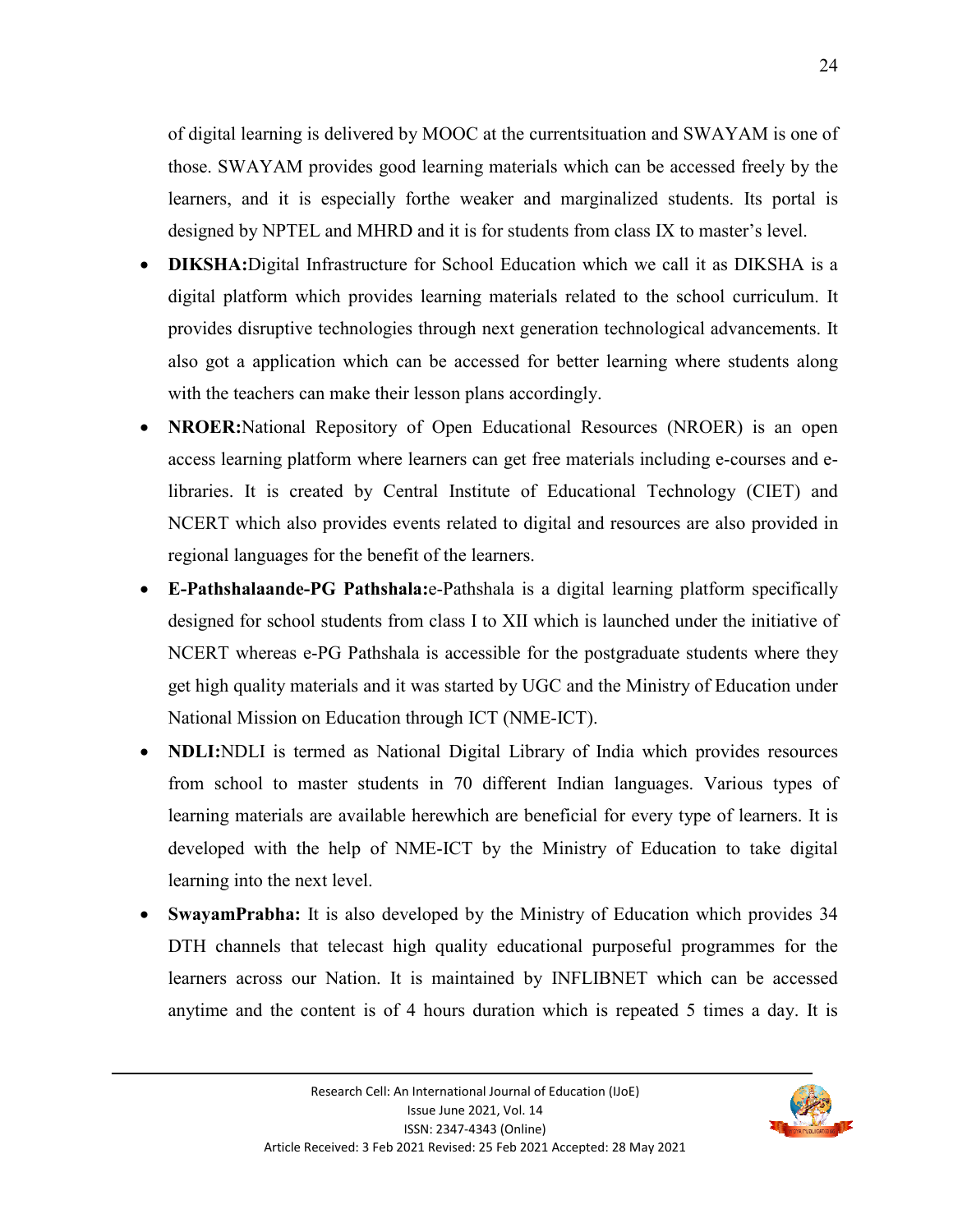of digital learning is delivered by MOOC at the currentsituation and SWAYAM is one of those. SWAYAM provides good learning materials which can be accessed freely by the learners, and it is especially forthe weaker and marginalized students. Its portal is designed by NPTEL and MHRD and it is for students from class IX to master's level.

- **DIKSHA:**Digital Infrastructure for School Education which we call it as DIKSHA is a digital platform which provides learning materials related to the school curriculum. It provides disruptive technologies through next generation technological advancements. It also got a application which can be accessed for better learning where students along with the teachers can make their lesson plans accordingly.
- **NROER:**National Repository of Open Educational Resources (NROER) is an open access learning platform where learners can get free materials including e-courses and e-libraries. It is created by Central Institute of Educational Technology (CIET) and NCERT which also provides events related to digital and resources are also provided in regional languages for the benefit of the learners.
- **E-Pathshalaande-PG Pathshala:**e-Pathshala is a digital learning platform specifically designed for school students from class I to XII which is launched under the initiative of NCERT whereas e-PG Pathshala is accessible for the postgraduate students where they get high quality materials and it was started by UGC and the Ministry of Education under National Mission on Education through ICT (NME-ICT).
- **NDLI:**NDLI is termed as National Digital Library of India which provides resources from school to master students in 70 different Indian languages. Various types of learning materials are available herewhich are beneficial for every type of learners. It is developed with the help of NME-ICT by the Ministry of Education to take digital learning into the next level.
- **SwayamPrabha:** It is also developed by the Ministry of Education which provides 34 DTH channels that telecast high quality educational purposeful programmes for the learners across our Nation. It is maintained by INFLIBNET which can be accessed anytime and the content is of 4 hours duration which is repeated 5 times a day. It is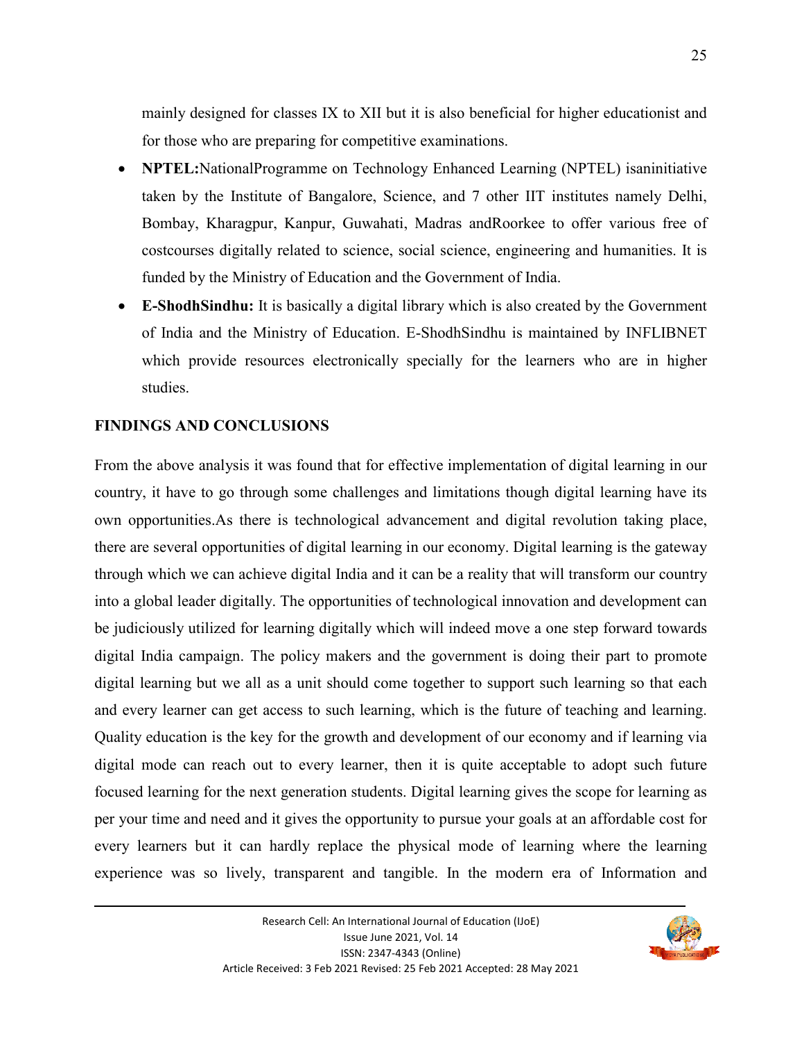mainly designed for classes IX to XII but it is also beneficial for higher educationist and for those who are preparing for competitive examinations.

- **NPTEL:**NationalProgramme on Technology Enhanced Learning (NPTEL) isaninitiative taken by the Institute of Bangalore, Science, and 7 other IIT institutes namely Delhi, Bombay, Kharagpur, Kanpur, Guwahati, Madras andRoorkee to offer various free of costcourses digitally related to science, social science, engineering and humanities. It is funded by the Ministry of Education and the Government of India.
- **E-ShodhSindhu:** It is basically a digital library which is also created by the Government of India and the Ministry of Education. E-ShodhSindhu is maintained by INFLIBNET which provide resources electronically specially for the learners who are in higher studies.

## FINDINGS AND CONCLUSIONS

From the above analysis it was found that for effective implementation of digital learning in our country, it have to go through some challenges and limitations though digital learning have its own opportunities.As there is technological advancement and digital revolution taking place, there are several opportunities of digital learning in our economy. Digital learning is the gateway through which we can achieve digital India and it can be a reality that will transform our country into a global leader digitally. The opportunities of technological innovation and development can be judiciously utilized for learning digitally which will indeed move a one step forward towards digital India campaign. The policy makers and the government is doing their part to promote digital learning but we all as a unit should come together to support such learning so that each and every learner can get access to such learning, which is the future of teaching and learning. Quality education is the key for the growth and development of our economy and if learning via digital mode can reach out to every learner, then it is quite acceptable to adopt such future focused learning for the next generation students. Digital learning gives the scope for learning as per your time and need and it gives the opportunity to pursue your goals at an affordable cost for every learners but it can hardly replace the physical mode of learning where the learning experience was so lively, transparent and tangible. In the modern era of Information and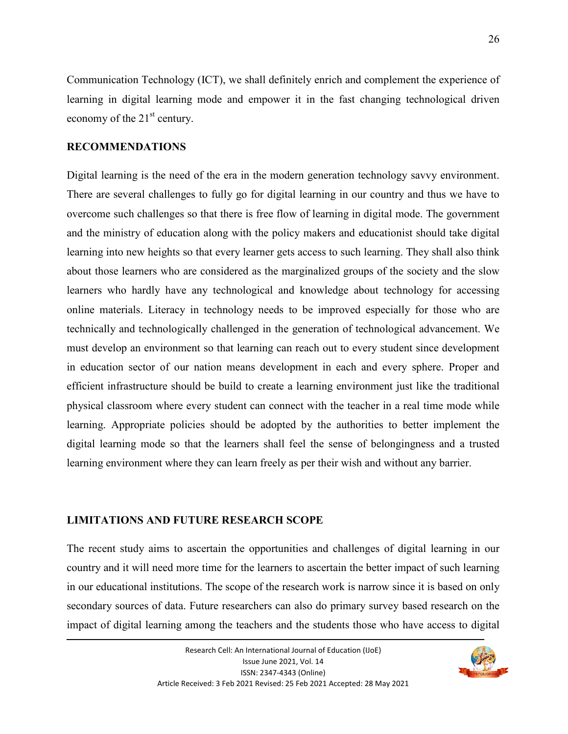Communication Technology (ICT), we shall definitely enrich and complement the experience of learning in digital learning mode and empower it in the fast changing technological driven economy of the 21st century.

## RECOMMENDATIONS

Digital learning is the need of the era in the modern generation technology savvy environment. There are several challenges to fully go for digital learning in our country and thus we have to overcome such challenges so that there is free flow of learning in digital mode. The government and the ministry of education along with the policy makers and educationist should take digital learning into new heights so that every learner gets access to such learning. They shall also think about those learners who are considered as the marginalized groups of the society and the slow learners who hardly have any technological and knowledge about technology for accessing online materials. Literacy in technology needs to be improved especially for those who are technically and technologically challenged in the generation of technological advancement. We must develop an environment so that learning can reach out to every student since development in education sector of our nation means development in each and every sphere. Proper and efficient infrastructure should be build to create a learning environment just like the traditional physical classroom where every student can connect with the teacher in a real time mode while learning. Appropriate policies should be adopted by the authorities to better implement the digital learning mode so that the learners shall feel the sense of belongingness and a trusted learning environment where they can learn freely as per their wish and without any barrier.

## LIMITATIONS AND FUTURE RESEARCH SCOPE

The recent study aims to ascertain the opportunities and challenges of digital learning in our country and it will need more time for the learners to ascertain the better impact of such learning in our educational institutions. The scope of the research work is narrow since it is based on only secondary sources of data. Future researchers can also do primary survey based research on the impact of digital learning among the teachers and the students those who have access to digital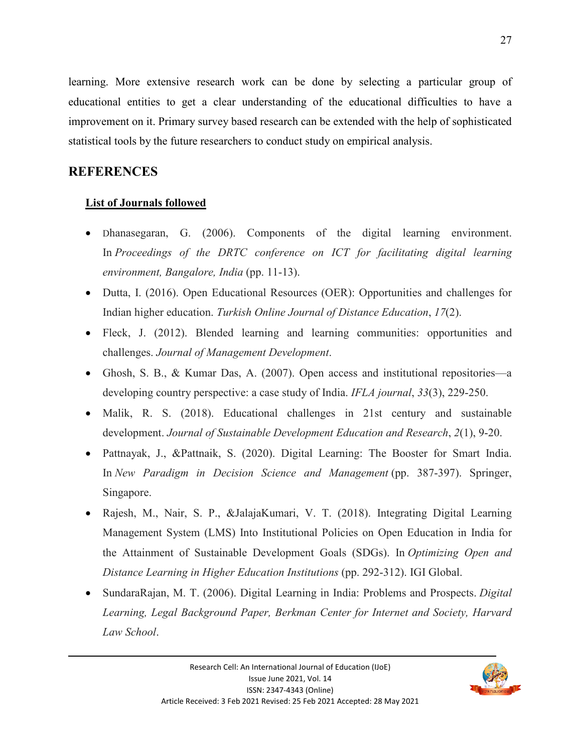learning. More extensive research work can be done by selecting a particular group of educational entities to get a clear understanding of the educational difficulties to have a improvement on it. Primary survey based research can be extended with the help of sophisticated statistical tools by the future researchers to conduct study on empirical analysis.

## REFERENCES

**List of Journals followed**

- Dhanasegaran, G. (2006). Components of the digital learning environment. In *Proceedings of the DRTC conference on ICT for facilitating digital learning environment, Bangalore, India* (pp. 11-13).
- Dutta, I. (2016). Open Educational Resources (OER): Opportunities and challenges for Indian higher education. *Turkish Online Journal of Distance Education*, *17*(2).
- Fleck, J. (2012). Blended learning and learning communities: opportunities and challenges. *Journal of Management Development*.
- Ghosh, S. B., & Kumar Das, A. (2007). Open access and institutional repositories—a developing country perspective: a case study of India. *IFLA journal*, *33*(3), 229-250.
- Malik, R. S. (2018). Educational challenges in 21st century and sustainable development. *Journal of Sustainable Development Education and Research*, *2*(1), 9-20.
- Pattnayak, J., &Pattnaik, S. (2020). Digital Learning: The Booster for Smart India. In *New Paradigm in Decision Science and Management* (pp. 387-397). Springer, Singapore.
- Rajesh, M., Nair, S. P., &JalajaKumari, V. T. (2018). Integrating Digital Learning Management System (LMS) Into Institutional Policies on Open Education in India for the Attainment of Sustainable Development Goals (SDGs). In *Optimizing Open and Distance Learning in Higher Education Institutions* (pp. 292-312). IGI Global.
- SundaraRajan, M. T. (2006). Digital Learning in India: Problems and Prospects. *Digital Learning, Legal Background Paper, Berkman Center for Internet and Society, Harvard Law School*.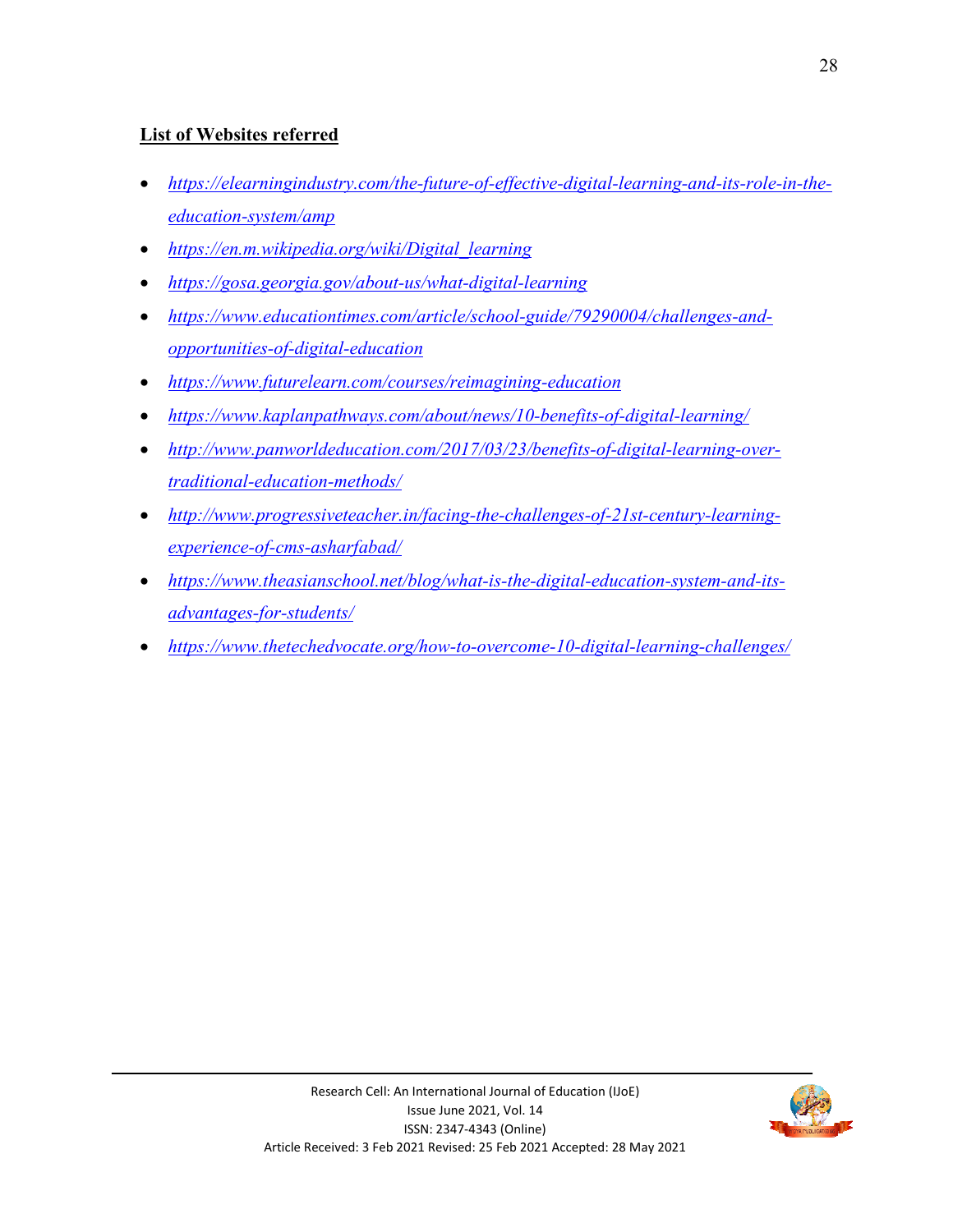## List of Websites referred

- *https://elearningindustry.com/the-future-of-effective-digital-learning-and-its-role-in-the-education-system/amp*
- *https://en.m.wikipedia.org/wiki/Digital_learning*
- *https://gosa.georgia.gov/about-us/what-digital-learning*
- *https://www.educationtimes.com/article/school-guide/79290004/challenges-and-opportunities-of-digital-education*
- *https://www.futurelearn.com/courses/reimagining-education*
- *https://www.kaplanpathways.com/about/news/10-benefits-of-digital-learning/*
- *http://www.panworldeducation.com/2017/03/23/benefits-of-digital-learning-over-traditional-education-methods/*
- *http://www.progressiveteacher.in/facing-the-challenges-of-21st-century-learning-experience-of-cms-asharfabad/*
- *https://www.theasianschool.net/blog/what-is-the-digital-education-system-and-its-advantages-for-students/*
- *https://www.thetechedvocate.org/how-to-overcome-10-digital-learning-challenges/*